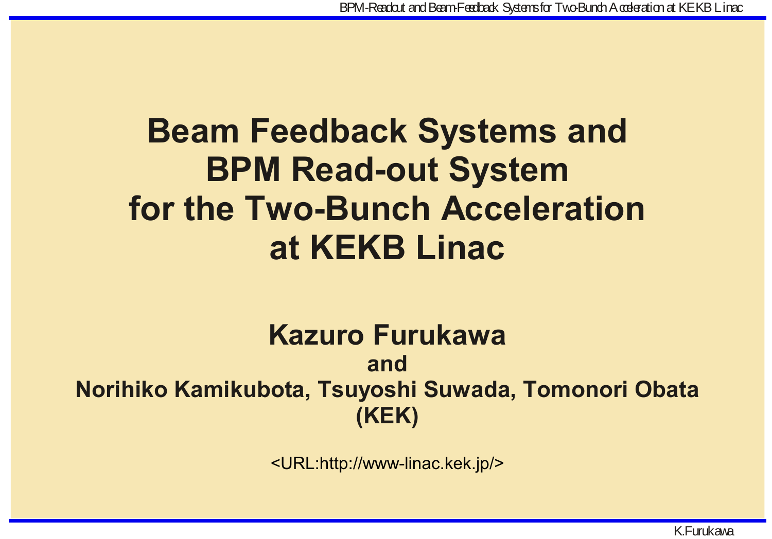# Beam Feedback Systems and BPM Read-out System for the Two-Bunch Acceleration at KEKB Linac

**Kazuro Furukawa**

**and**

**Norihiko Kamikubota, Tsuyoshi Suwada, Tomonori Obata**

**(KEK)**

<URL:http://www-linac.kek.jp/>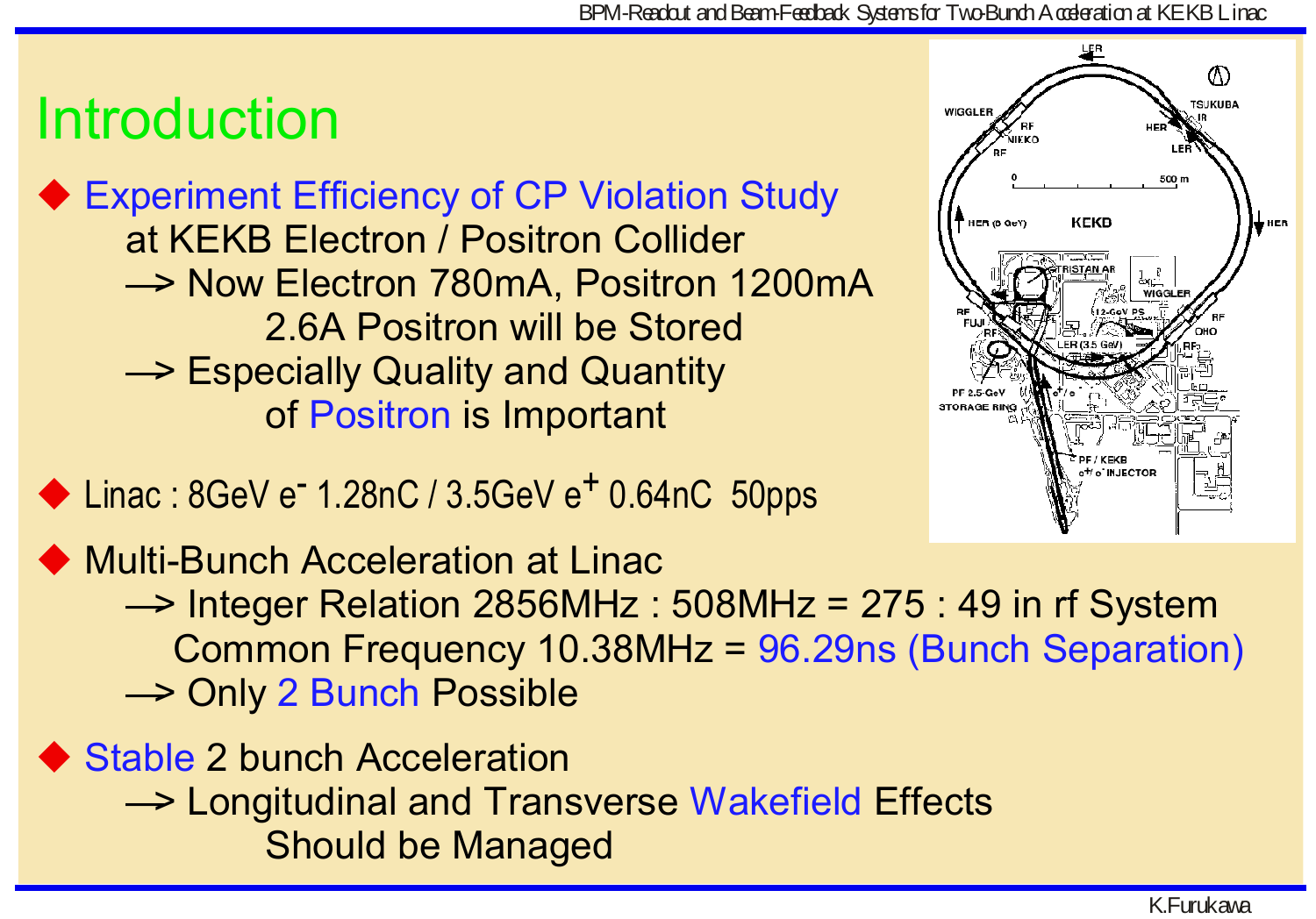# Introduction

- Experiment Efficiency of CP Violation Study
  at KEKB Electron / Positron Collider
  —> Now Electron 780mA, Positron 1200mA
  2.6A Positron will be Stored
  —> Especially Quality and Quantity
  of Positron is Important

- Linac : 8GeV $e^-$ 1.28nC / 3.5GeV $e^+$ 0.64nC 50pps

- Multi-Bunch Acceleration at Linac
  —> Integer Relation 2856MHz : 508MHz = 275 : 49 in rf System
  Common Frequency 10.38MHz = 96.29ns (Bunch Separation)
  —> Only 2 Bunch Possible

- Stable 2 bunch Acceleration
  —> Longitudinal and Transverse Wakefield Effects
  Should be Managed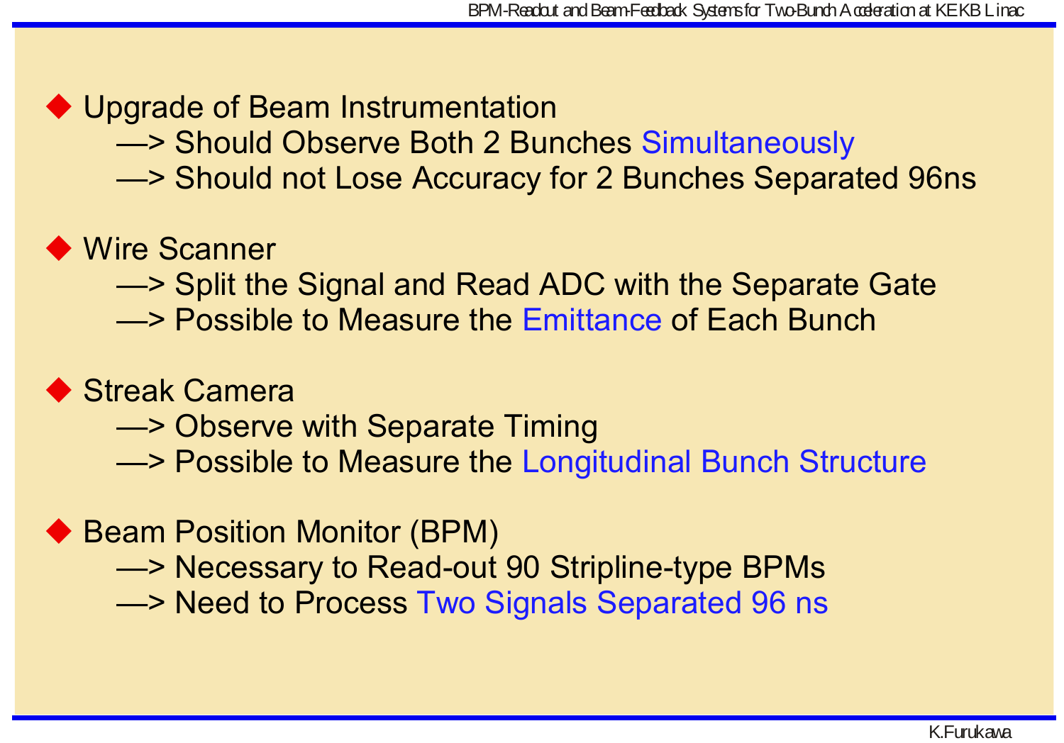- Upgrade of Beam Instrumentation
  - —> Should Observe Both 2 Bunches Simultaneously
  - —> Should not Lose Accuracy for 2 Bunches Separated 96ns

- Wire Scanner
  - —> Split the Signal and Read ADC with the Separate Gate
  - —> Possible to Measure the Emittance of Each Bunch

- Streak Camera
  - —> Observe with Separate Timing
  - —> Possible to Measure the Longitudinal Bunch Structure

- Beam Position Monitor (BPM)
  - —> Necessary to Read-out 90 Stripline-type BPMs
  - —> Need to Process Two Signals Separated 96 ns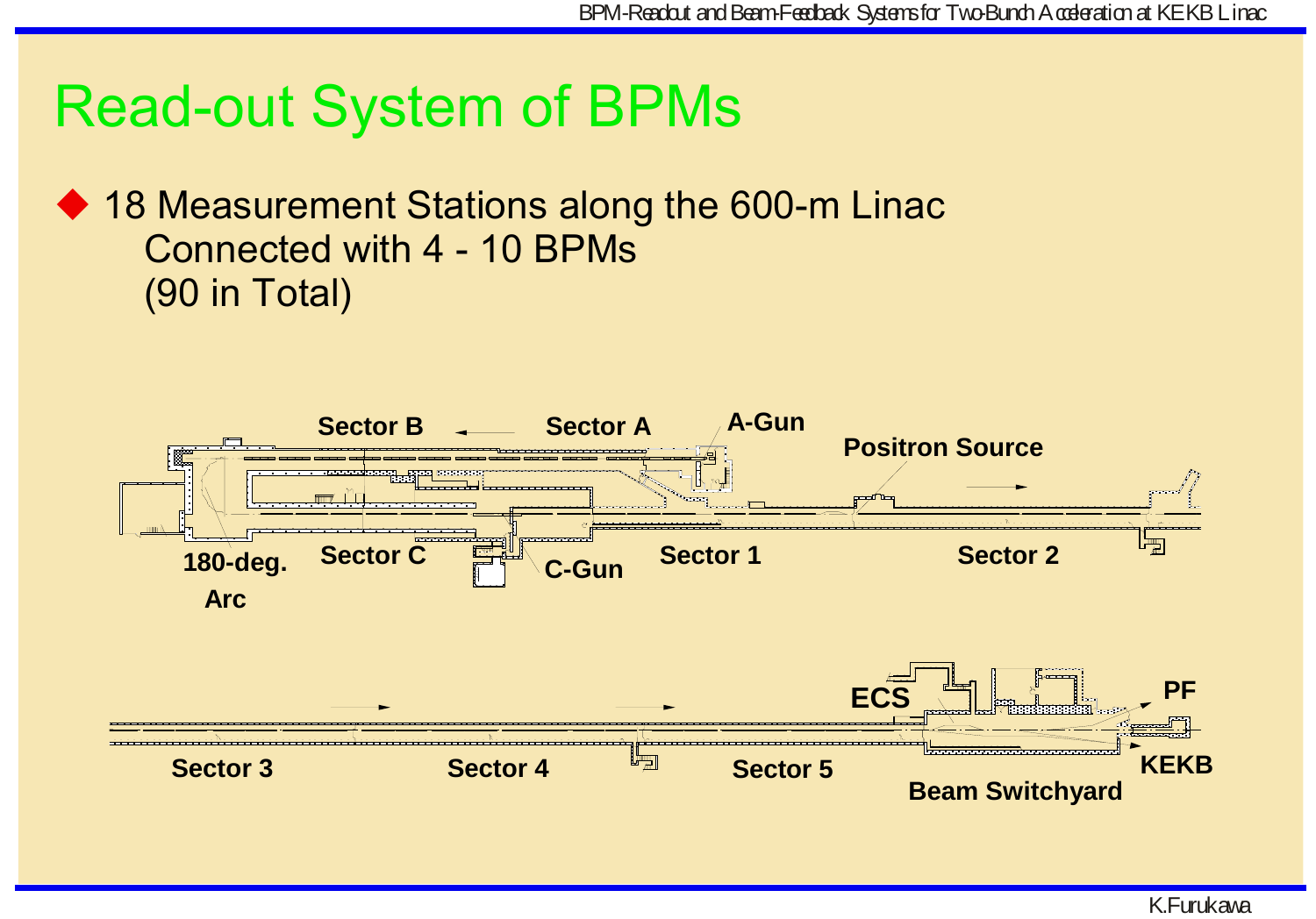# Read-out System of BPMs

- 18 Measurement Stations along the 600-m Linac
  Connected with 4 - 10 BPMs
  (90 in Total)

Sector B Sector A A-Gun Positron Source

180-deg. Arc Sector C C-Gun Sector 1 Sector 2

ECS PF

Sector 3 Sector 4 Sector 5 KEKB

Beam Switchyard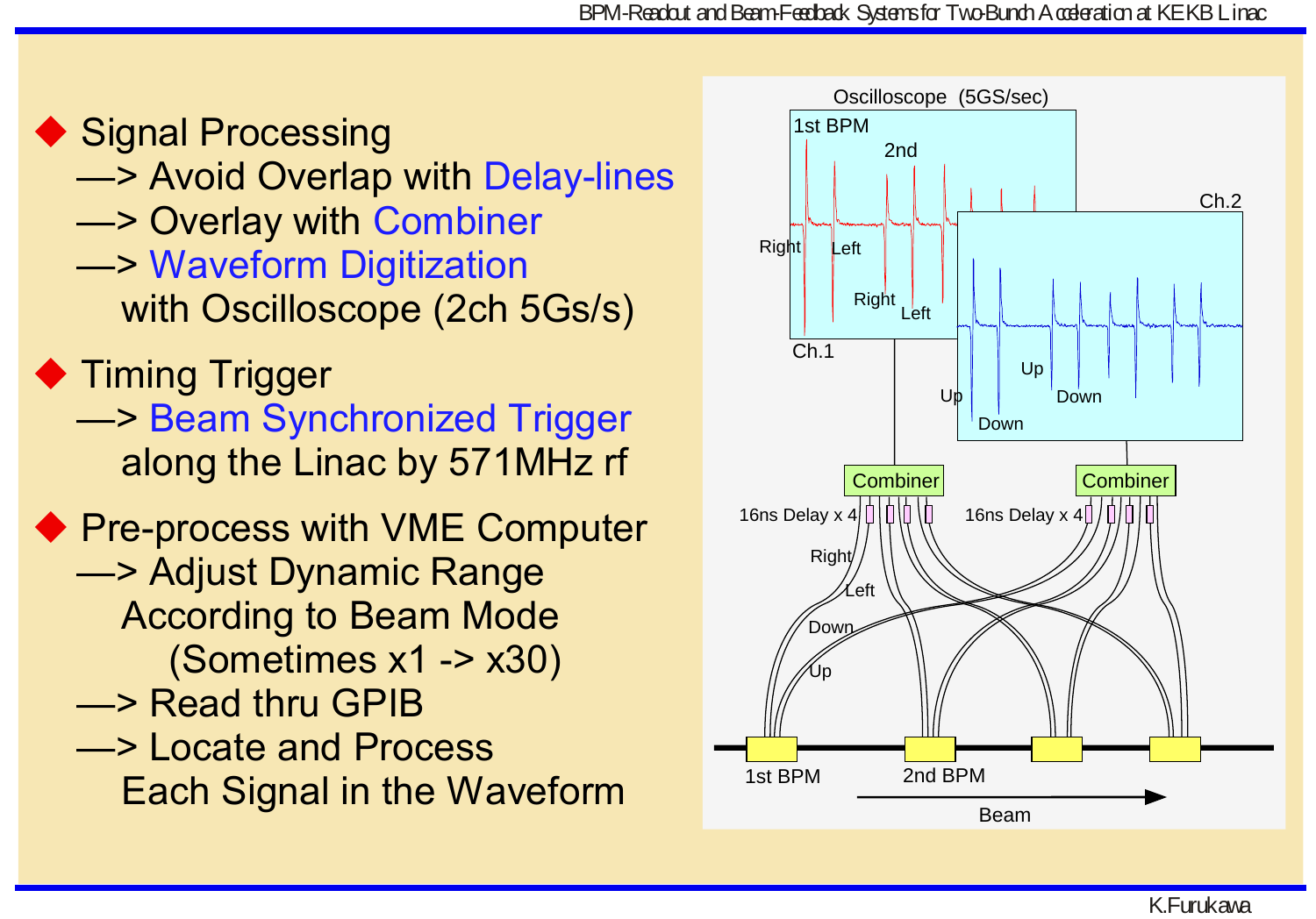- **Signal Processing**
  - —> Avoid Overlap with Delay-lines
  - —> Overlay with Combiner
  - —> Waveform Digitization with Oscilloscope (2ch 5Gs/s)
- **Timing Trigger**
  - —> Beam Synchronized Trigger along the Linac by 571MHz rf
- **Pre-process with VME Computer**
  - —> Adjust Dynamic Range According to Beam Mode (Sometimes x1 -> x30)
  - —> Read thru GPIB
  - —> Locate and Process Each Signal in the Waveform

Oscilloscope (5GS/sec)

1st BPM · 2nd · Right · Left · Right · Left · Ch.1

Ch.2 · Up · Down · Up · Down

Combiner · 16ns Delay x 4 · Combiner · 16ns Delay x 4

Right · Left · Down · Up

1st BPM · 2nd BPM · Beam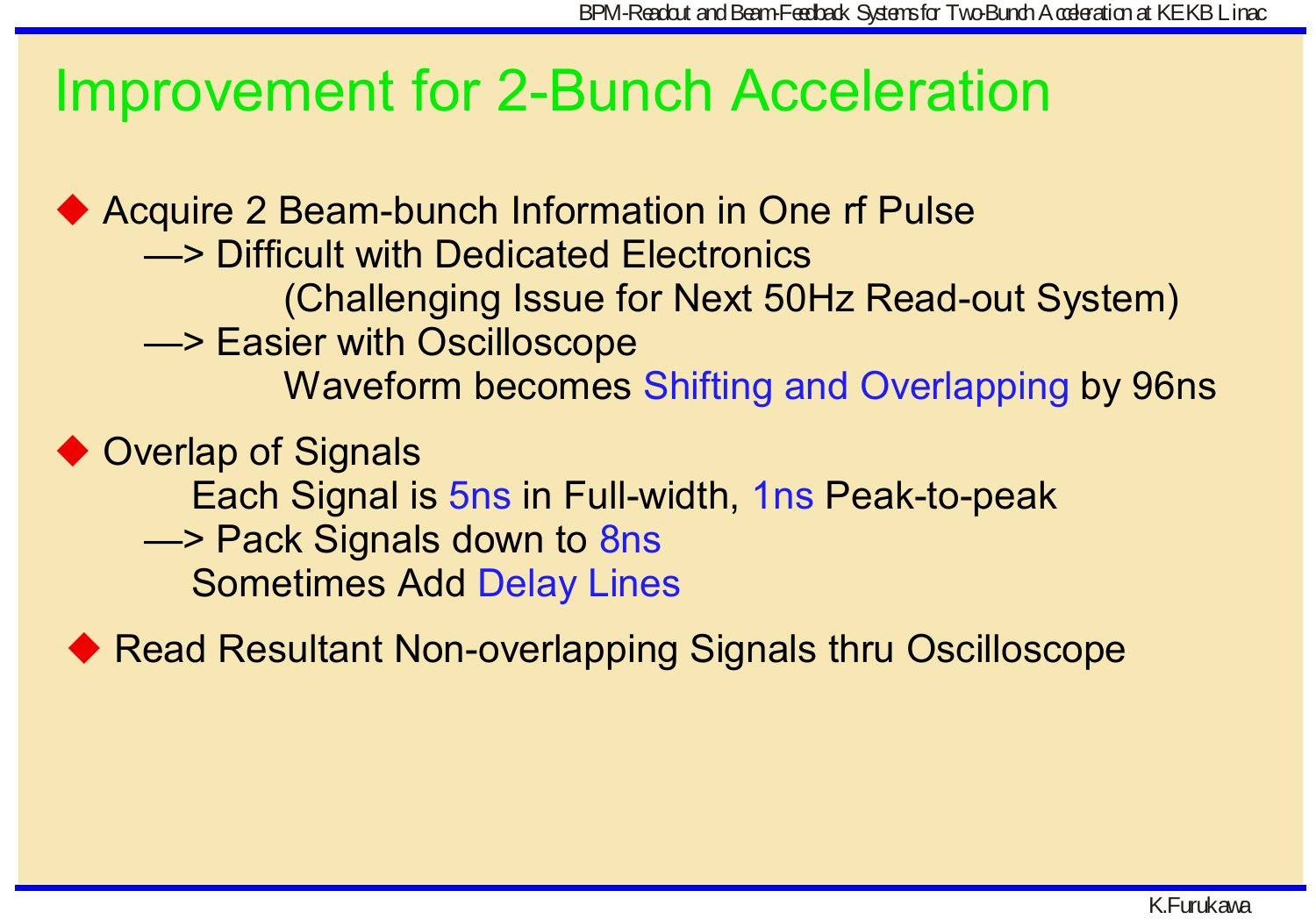# Improvement for 2-Bunch Acceleration

- Acquire 2 Beam-bunch Information in One rf Pulse
  - —> Difficult with Dedicated Electronics
    - (Challenging Issue for Next 50Hz Read-out System)
  - —> Easier with Oscilloscope
    - Waveform becomes Shifting and Overlapping by 96ns
- Overlap of Signals
  - Each Signal is 5ns in Full-width, 1ns Peak-to-peak
  - —> Pack Signals down to 8ns
  - Sometimes Add Delay Lines
- Read Resultant Non-overlapping Signals thru Oscilloscope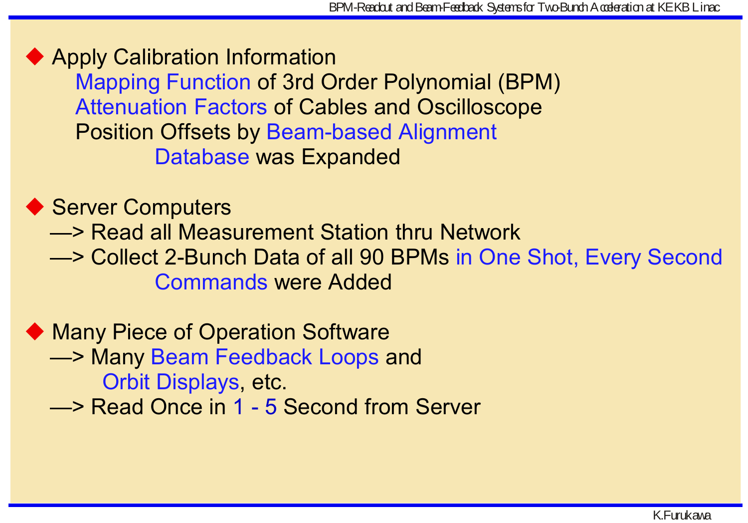- Apply Calibration Information
  - Mapping Function of 3rd Order Polynomial (BPM)
  - Attenuation Factors of Cables and Oscilloscope
  - Position Offsets by Beam-based Alignment
  - Database was Expanded

- Server Computers
  - —> Read all Measurement Station thru Network
  - —> Collect 2-Bunch Data of all 90 BPMs in One Shot, Every Second
  - Commands were Added

- Many Piece of Operation Software
  - —> Many Beam Feedback Loops and Orbit Displays, etc.
  - —> Read Once in 1 - 5 Second from Server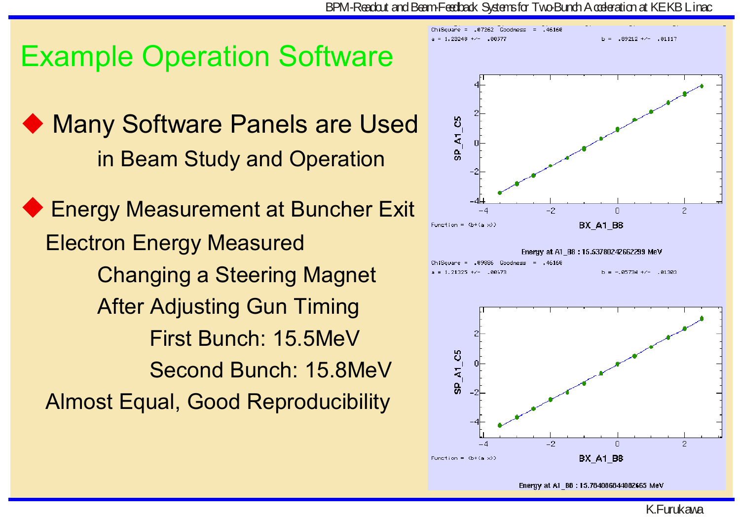# Example Operation Software

- Many Software Panels are Used
  in Beam Study and Operation

- Energy Measurement at Buncher Exit
  Electron Energy Measured
  Changing a Steering Magnet
  After Adjusting Gun Timing
  First Bunch: 15.5MeV
  Second Bunch: 15.8MeV
  Almost Equal, Good Reproducibility

ChiSquare = .07262 Goodness = .46160
a = 1.23248 +/- .00377 b = .89212 +/- .01117

Function = (b+(a x))

Energy at A1_B8 : 15.53780242662299 MeV

ChiSquare = .09886 Goodness = .46160
a = 1.21325 +/- .00373 b = -.05734 +/- .01303

Function = (b+(a x))

Energy at A1_B8 : 15.784086844082465 MeV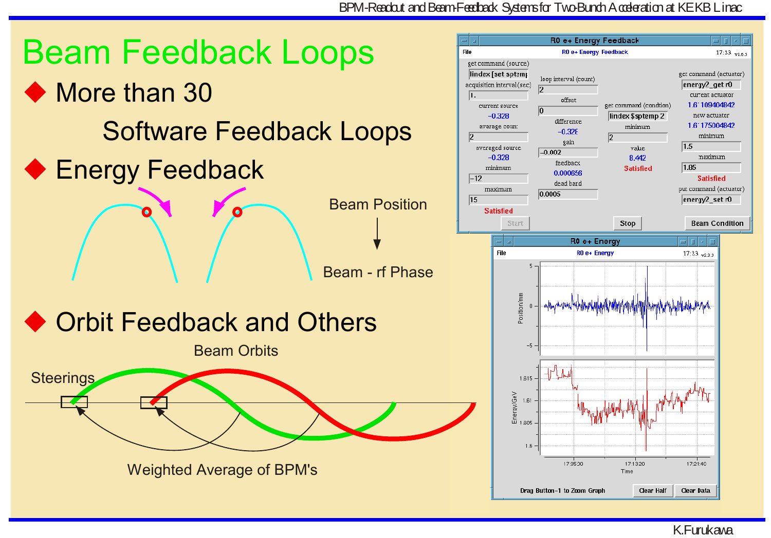# Beam Feedback Loops

- More than 30 Software Feedback Loops
- Energy Feedback

Beam Position → Beam - rf Phase

- Orbit Feedback and Others

Beam Orbits

Steerings

Weighted Average of BPM's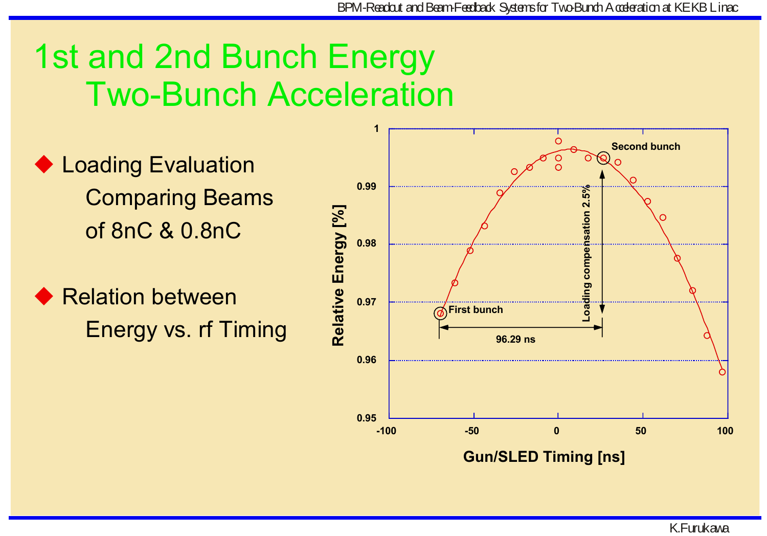# 1st and 2nd Bunch Energy Two-Bunch Acceleration

- Loading Evaluation
  Comparing Beams of 8nC & 0.8nC
- Relation between
  Energy vs. rf Timing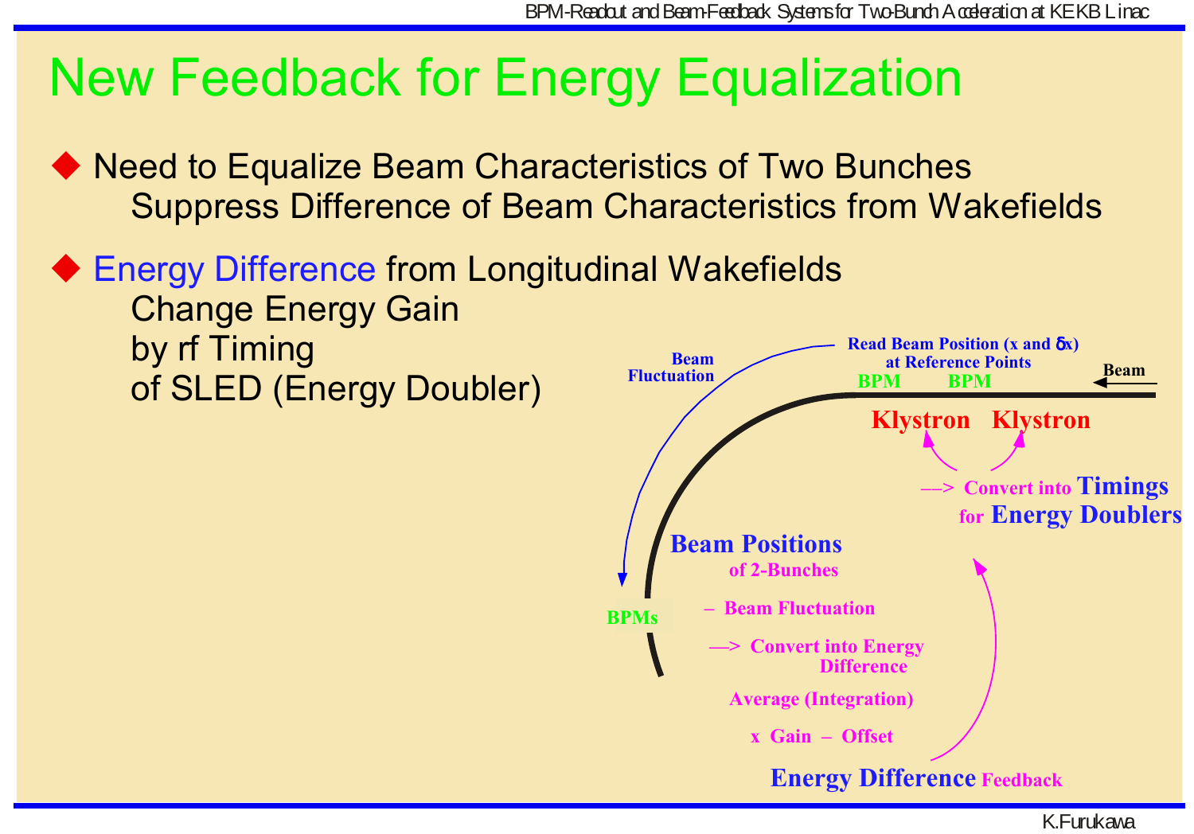# New Feedback for Energy Equalization

- Need to Equalize Beam Characteristics of Two Bunches
  Suppress Difference of Beam Characteristics from Wakefields

- Energy Difference from Longitudinal Wakefields
  Change Energy Gain
  by rf Timing
  of SLED (Energy Doubler)

Beam Fluctuation

Read Beam Position (x and δx)
at Reference Points

BPM BPM

Beam

Klystron Klystron

---> Convert into Timings
for Energy Doublers

Beam Positions
of 2-Bunches

BPMs

– Beam Fluctuation

---> Convert into Energy
Difference

Average (Integration)

x Gain – Offset

Energy Difference Feedback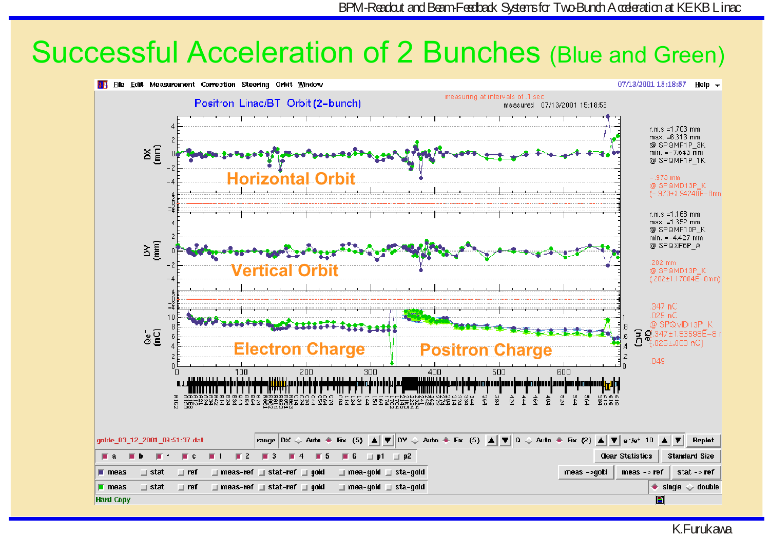# Successful Acceleration of 2 Bunches (Blue and Green)

Positron Linac/BT Orbit (2-bunch)

measuring at intervals of 1 sec

measured 07/13/2001 15:18:53

Horizontal Orbit

r.m.s =1.703 mm
max =6.316 mm
@ SPQMF1P_3K
min. =-7.643 mm
@ SPQMF1P_1K

-.973 mm
@ SPQMD13P_K
(-.973±3.94248E-8mm)

Vertical Orbit

r.m.s =1.168 mm
max =1.352 mm
@ SPQMF10P_K
min. =-4.427 mm
@ SPQXF6P_A

.282 mm
@ SPQMD13P_K
(.282±1.17604E-6mm)

Electron Charge

Positron Charge

.347 nC
.025 nC
@ SPQVD13P_K
(.347±1.53598E-8 n
(.025±.003 nC)

.049

golde_03_12_2001_03:51:37.dat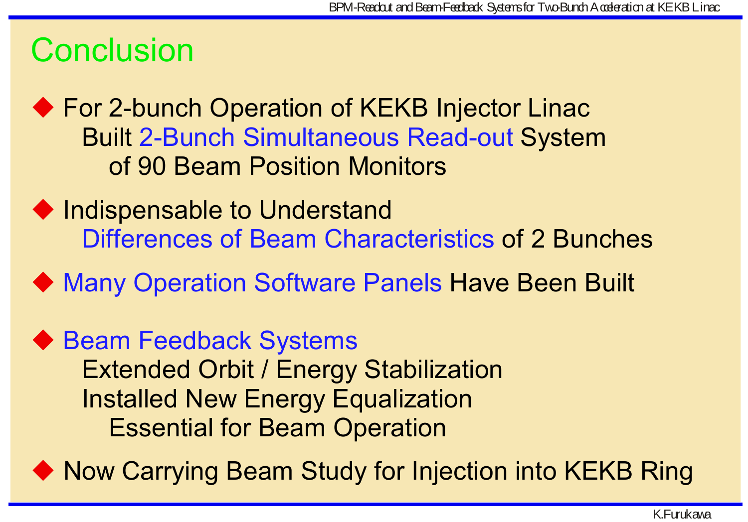# Conclusion

- For 2-bunch Operation of KEKB Injector Linac
  Built 2-Bunch Simultaneous Read-out System
  of 90 Beam Position Monitors

- Indispensable to Understand
  Differences of Beam Characteristics of 2 Bunches

- Many Operation Software Panels Have Been Built

- Beam Feedback Systems
  Extended Orbit / Energy Stabilization
  Installed New Energy Equalization
  Essential for Beam Operation

- Now Carrying Beam Study for Injection into KEKB Ring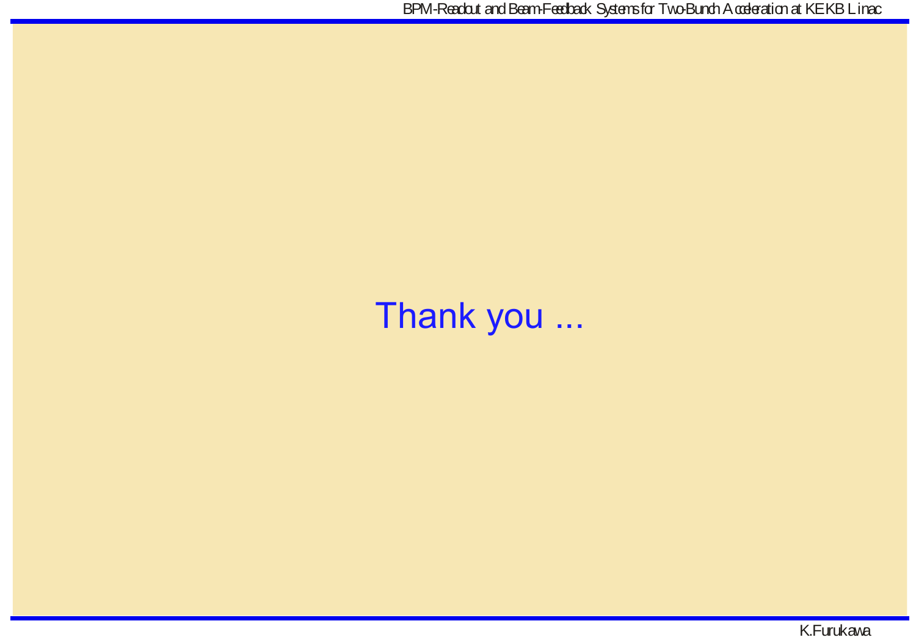Thank you ...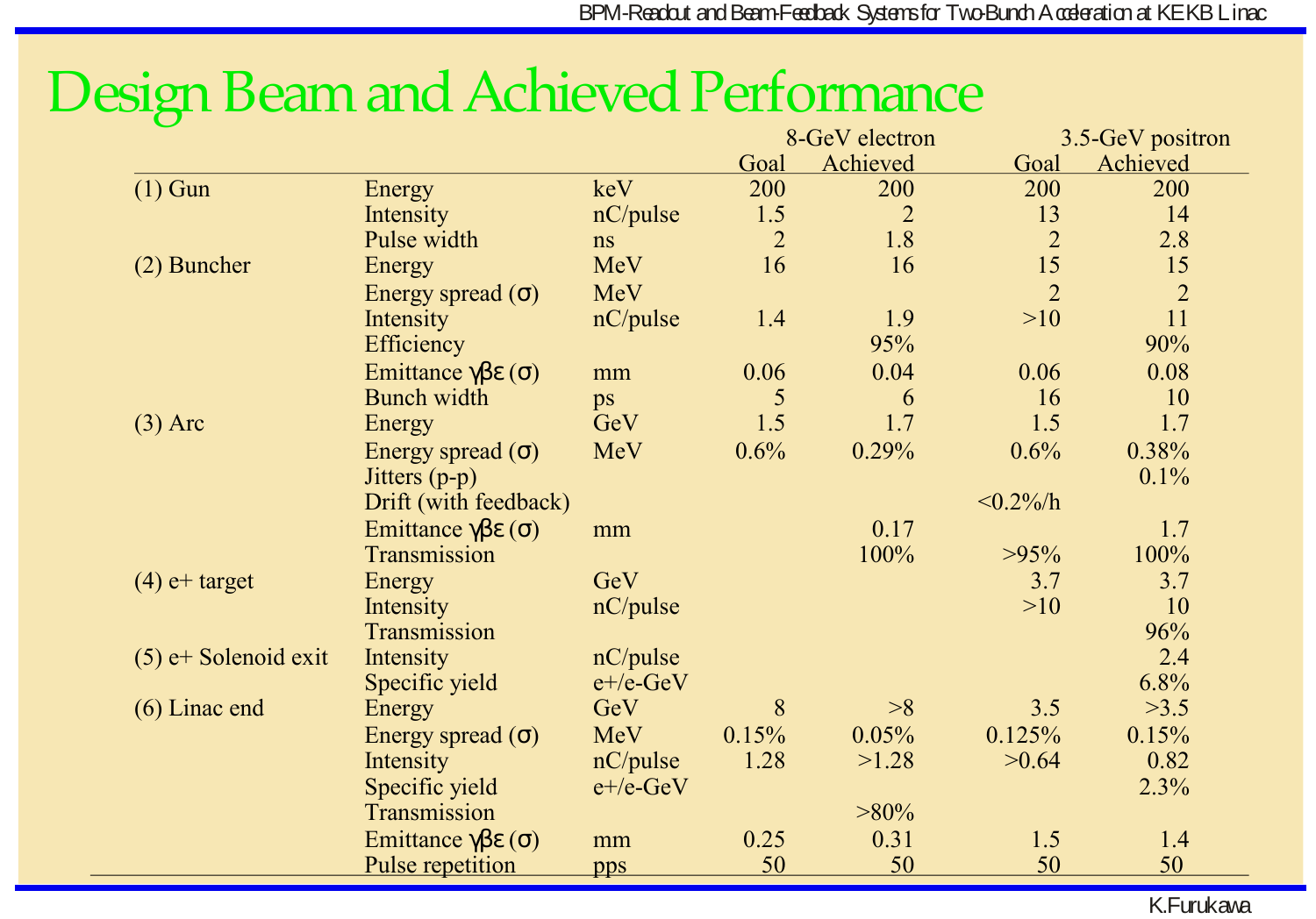# Design Beam and Achieved Performance

| | | | 8-GeV electron | | 3.5-GeV positron | |
|---|---|---|---|---|---|---|
| | | | Goal | Achieved | Goal | Achieved |
| (1) Gun | Energy | keV | 200 | 200 | 200 | 200 |
| | Intensity | nC/pulse | 1.5 | 2 | 13 | 14 |
| | Pulse width | ns | 2 | 1.8 | 2 | 2.8 |
| (2) Buncher | Energy | MeV | 16 | 16 | 15 | 15 |
| | Energy spread (σ) | MeV | | | 2 | 2 |
| | Intensity | nC/pulse | 1.4 | 1.9 | >10 | 11 |
| | Efficiency | | | 95% | | 90% |
| | Emittance γβε (σ) | mm | 0.06 | 0.04 | 0.06 | 0.08 |
| | Bunch width | ps | 5 | 6 | 16 | 10 |
| (3) Arc | Energy | GeV | 1.5 | 1.7 | 1.5 | 1.7 |
| | Energy spread (σ) | MeV | 0.6% | 0.29% | 0.6% | 0.38% |
| | Jitters (p-p) | | | | | 0.1% |
| | Drift (with feedback) | | | | <0.2%/h | |
| | Emittance γβε (σ) | mm | | 0.17 | | 1.7 |
| | Transmission | | | 100% | >95% | 100% |
| (4) e+ target | Energy | GeV | | | 3.7 | 3.7 |
| | Intensity | nC/pulse | | | >10 | 10 |
| | Transmission | | | | | 96% |
| (5) e+ Solenoid exit | Intensity | nC/pulse | | | | 2.4 |
| | Specific yield | e+/e-GeV | | | | 6.8% |
| (6) Linac end | Energy | GeV | 8 | >8 | 3.5 | >3.5 |
| | Energy spread (σ) | MeV | 0.15% | 0.05% | 0.125% | 0.15% |
| | Intensity | nC/pulse | 1.28 | >1.28 | >0.64 | 0.82 |
| | Specific yield | e+/e-GeV | | | | 2.3% |
| | Transmission | | | >80% | | |
| | Emittance γβε (σ) | mm | 0.25 | 0.31 | 1.5 | 1.4 |
| | Pulse repetition | pps | 50 | 50 | 50 | 50 |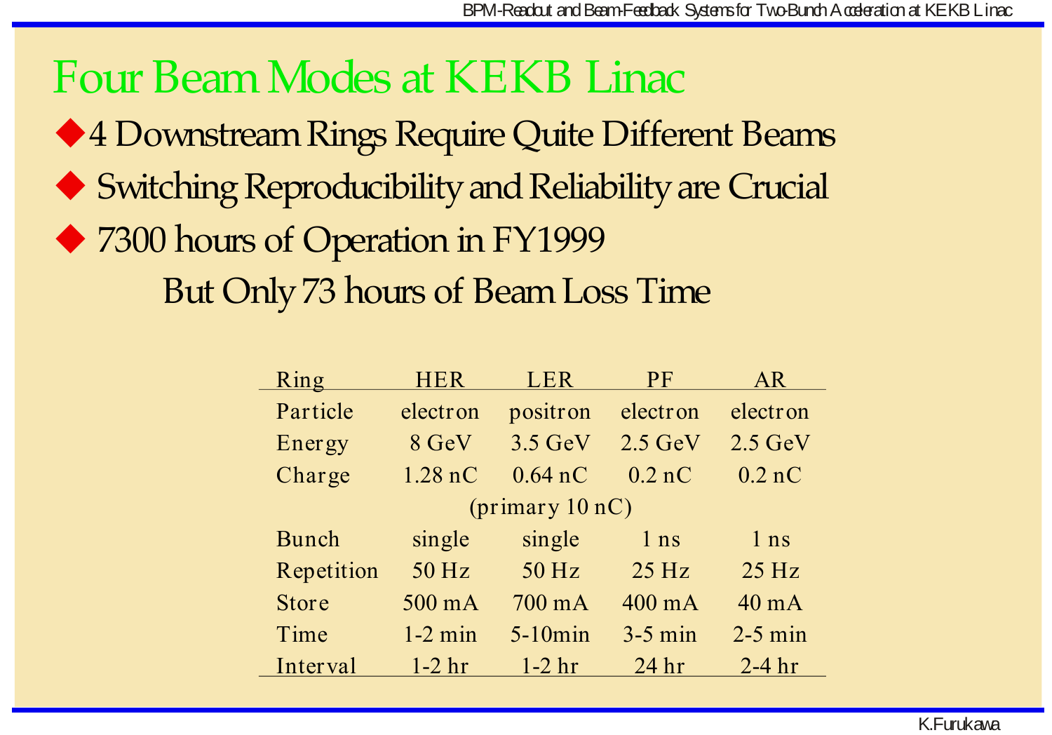# Four Beam Modes at KEKB Linac

- 4 Downstream Rings Require Quite Different Beams
- Switching Reproducibility and Reliability are Crucial
- 7300 hours of Operation in FY1999

  But Only 73 hours of Beam Loss Time

| Ring | HER | LER | PF | AR |
|---|---|---|---|---|
| Particle | electron | positron | electron | electron |
| Energy | 8 GeV | 3.5 GeV | 2.5 GeV | 2.5 GeV |
| Charge | 1.28 nC | 0.64 nC | 0.2 nC | 0.2 nC |
| | | (primary 10 nC) | | |
| Bunch | single | single | 1 ns | 1 ns |
| Repetition | 50 Hz | 50 Hz | 25 Hz | 25 Hz |
| Store | 500 mA | 700 mA | 400 mA | 40 mA |
| Time | 1-2 min | 5-10min | 3-5 min | 2-5 min |
| Interval | 1-2 hr | 1-2 hr | 24 hr | 2-4 hr |